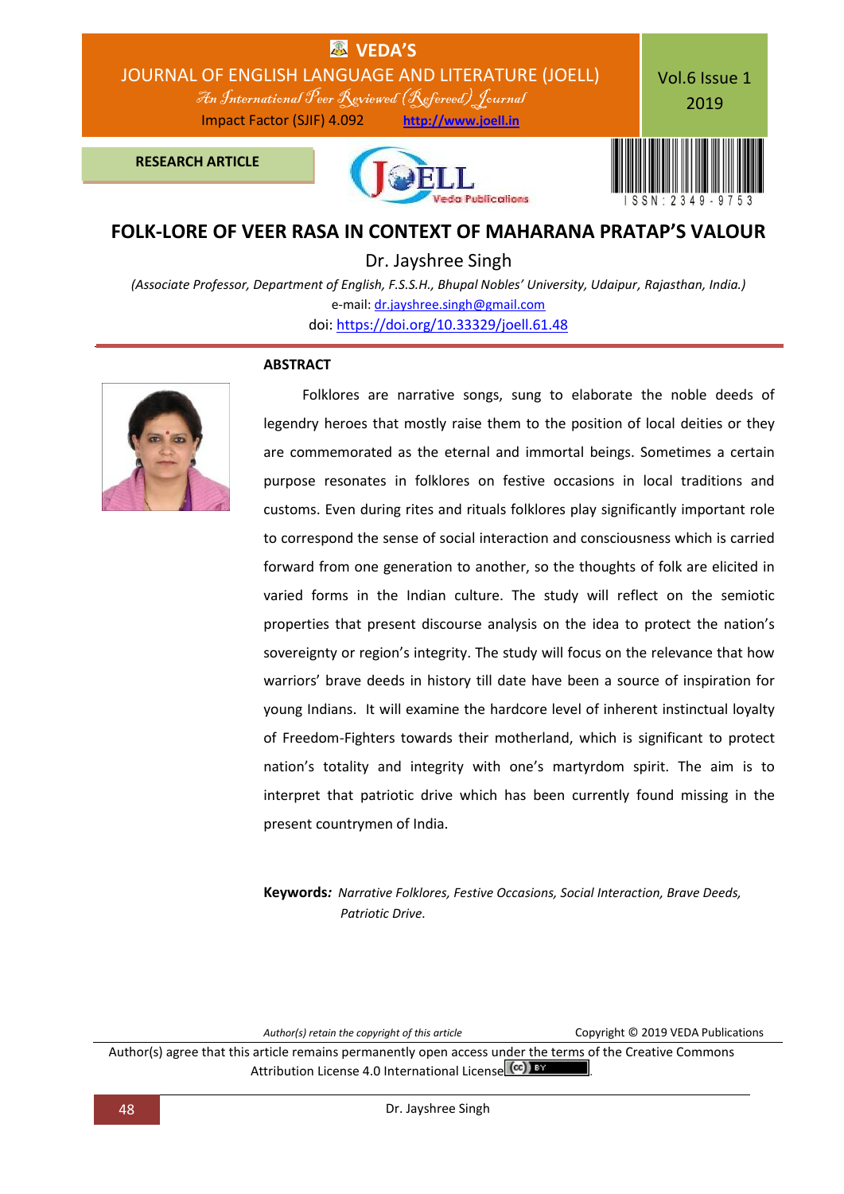RESEARCH ARTICLE

# FOLK-LORE OF VEER RASA IN CONTEXT OF MAHARANA PRATAP'S VALOUR

**Dr. Jayshree Singh**

*(Associate Professor, Department of English, F.S.S.H., Bhupal Nobles' University, Udaipur, Rajasthan, India.)*

e-mail: dr.jayshree.singh@gmail.com

doi: https://doi.org/10.33329/joell.61.48

## ABSTRACT

Folklores are narrative songs, sung to elaborate the noble deeds of legendry heroes that mostly raise them to the position of local deities or they are commemorated as the eternal and immortal beings. Sometimes a certain purpose resonates in folklores on festive occasions in local traditions and customs. Even during rites and rituals folklores play significantly important role to correspond the sense of social interaction and consciousness which is carried forward from one generation to another, so the thoughts of folk are elicited in varied forms in the Indian culture. The study will reflect on the semiotic properties that present discourse analysis on the idea to protect the nation's sovereignty or region's integrity. The study will focus on the relevance that how warriors' brave deeds in history till date have been a source of inspiration for young Indians. It will examine the hardcore level of inherent instinctual loyalty of Freedom-Fighters towards their motherland, which is significant to protect nation's totality and integrity with one's martyrdom spirit. The aim is to interpret that patriotic drive which has been currently found missing in the present countrymen of India.

**Keywords:** *Narrative Folklores, Festive Occasions, Social Interaction, Brave Deeds, Patriotic Drive.*

*Author(s) retain the copyright of this article* Copyright © 2019 VEDA Publications

Author(s) agree that this article remains permanently open access under the terms of the Creative Commons Attribution License 4.0 International License.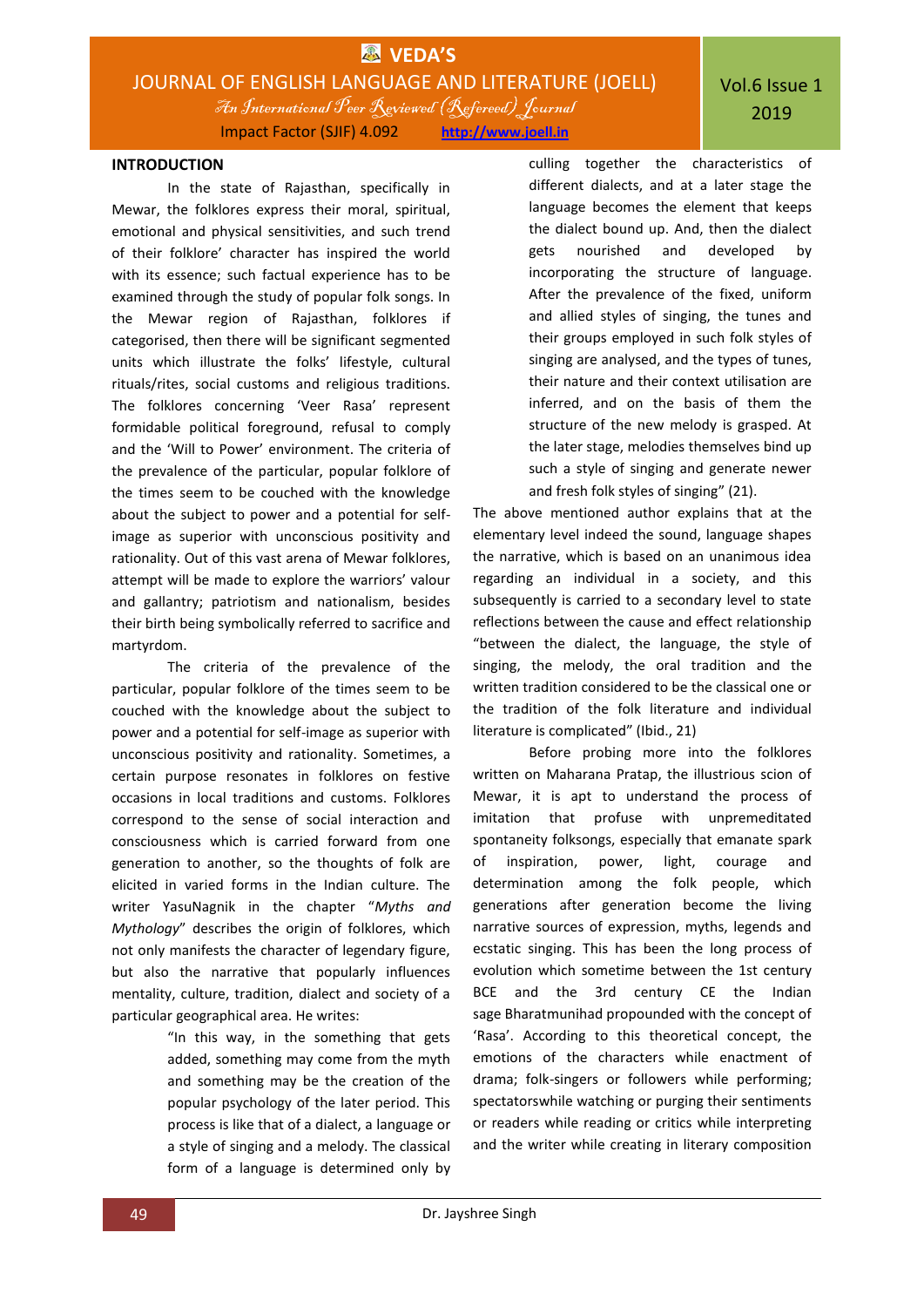## INTRODUCTION

In the state of Rajasthan, specifically in Mewar, the folklores express their moral, spiritual, emotional and physical sensitivities, and such trend of their folklore' character has inspired the world with its essence; such factual experience has to be examined through the study of popular folk songs. In the Mewar region of Rajasthan, folklores if categorised, then there will be significant segmented units which illustrate the folks' lifestyle, cultural rituals/rites, social customs and religious traditions. The folklores concerning 'Veer Rasa' represent formidable political foreground, refusal to comply and the 'Will to Power' environment. The criteria of the prevalence of the particular, popular folklore of the times seem to be couched with the knowledge about the subject to power and a potential for self-image as superior with unconscious positivity and rationality. Out of this vast arena of Mewar folklores, attempt will be made to explore the warriors' valour and gallantry; patriotism and nationalism, besides their birth being symbolically referred to sacrifice and martyrdom.

The criteria of the prevalence of the particular, popular folklore of the times seem to be couched with the knowledge about the subject to power and a potential for self-image as superior with unconscious positivity and rationality. Sometimes, a certain purpose resonates in folklores on festive occasions in local traditions and customs. Folklores correspond to the sense of social interaction and consciousness which is carried forward from one generation to another, so the thoughts of folk are elicited in varied forms in the Indian culture. The writer YasuNagnik in the chapter "*Myths and Mythology*" describes the origin of folklores, which not only manifests the character of legendary figure, but also the narrative that popularly influences mentality, culture, tradition, dialect and society of a particular geographical area. He writes:

> "In this way, in the something that gets added, something may come from the myth and something may be the creation of the popular psychology of the later period. This process is like that of a dialect, a language or a style of singing and a melody. The classical form of a language is determined only by culling together the characteristics of different dialects, and at a later stage the language becomes the element that keeps the dialect bound up. And, then the dialect gets nourished and developed by incorporating the structure of language. After the prevalence of the fixed, uniform and allied styles of singing, the tunes and their groups employed in such folk styles of singing are analysed, and the types of tunes, their nature and their context utilisation are inferred, and on the basis of them the structure of the new melody is grasped. At the later stage, melodies themselves bind up such a style of singing and generate newer and fresh folk styles of singing" (21).

The above mentioned author explains that at the elementary level indeed the sound, language shapes the narrative, which is based on an unanimous idea regarding an individual in a society, and this subsequently is carried to a secondary level to state reflections between the cause and effect relationship "between the dialect, the language, the style of singing, the melody, the oral tradition and the written tradition considered to be the classical one or the tradition of the folk literature and individual literature is complicated" (Ibid., 21)

Before probing more into the folklores written on Maharana Pratap, the illustrious scion of Mewar, it is apt to understand the process of imitation that profuse with unpremeditated spontaneity folksongs, especially that emanate spark of inspiration, power, light, courage and determination among the folk people, which generations after generation become the living narrative sources of expression, myths, legends and ecstatic singing. This has been the long process of evolution which sometime between the 1st century BCE and the 3rd century CE the Indian sage Bharatmunihad propounded with the concept of 'Rasa'. According to this theoretical concept, the emotions of the characters while enactment of drama; folk-singers or followers while performing; spectatorswhile watching or purging their sentiments or readers while reading or critics while interpreting and the writer while creating in literary composition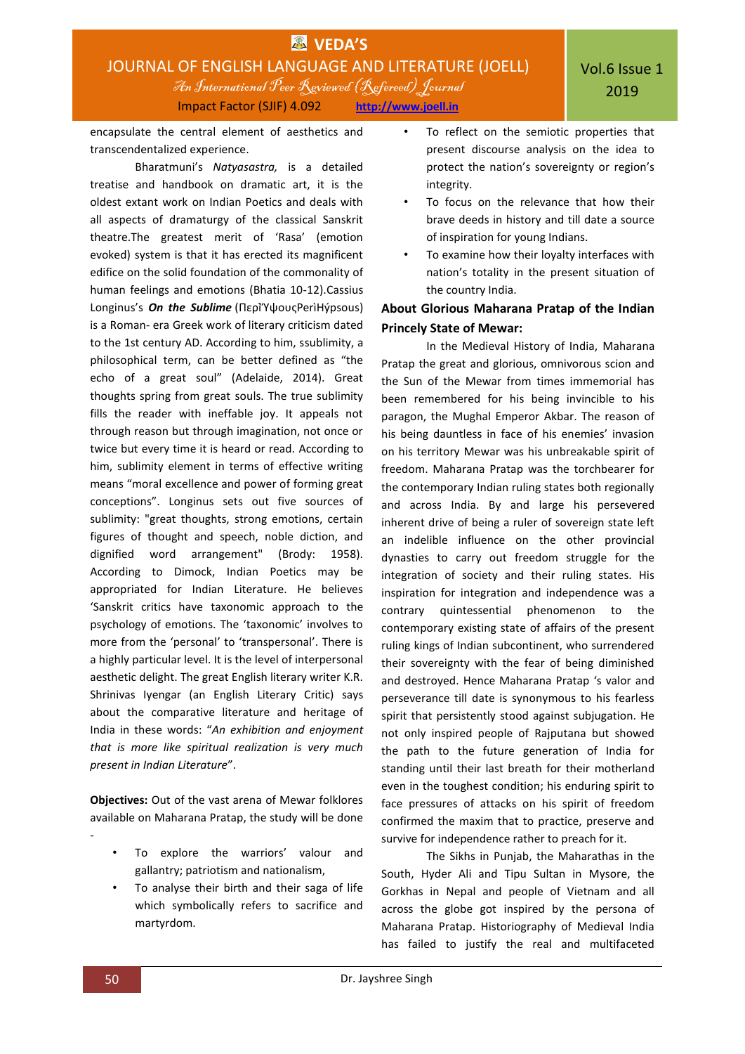encapsulate the central element of aesthetics and transcendentalized experience.

Bharatmuni's *Natyasastra,* is a detailed treatise and handbook on dramatic art, it is the oldest extant work on Indian Poetics and deals with all aspects of dramaturgy of the classical Sanskrit theatre.The greatest merit of 'Rasa' (emotion evoked) system is that it has erected its magnificent edifice on the solid foundation of the commonality of human feelings and emotions (Bhatia 10-12).Cassius Longinus's ***On the Sublime*** (ΠερὶὝψουςPerìHýpsous) is a Roman- era Greek work of literary criticism dated to the 1st century AD. According to him, ssublimity, a philosophical term, can be better defined as "the echo of a great soul" (Adelaide, 2014). Great thoughts spring from great souls. The true sublimity fills the reader with ineffable joy. It appeals not through reason but through imagination, not once or twice but every time it is heard or read. According to him, sublimity element in terms of effective writing means "moral excellence and power of forming great conceptions". Longinus sets out five sources of sublimity: "great thoughts, strong emotions, certain figures of thought and speech, noble diction, and dignified word arrangement" (Brody: 1958). According to Dimock, Indian Poetics may be appropriated for Indian Literature. He believes 'Sanskrit critics have taxonomic approach to the psychology of emotions. The 'taxonomic' involves to more from the 'personal' to 'transpersonal'. There is a highly particular level. It is the level of interpersonal aesthetic delight. The great English literary writer K.R. Shrinivas Iyengar (an English Literary Critic) says about the comparative literature and heritage of India in these words: "*An exhibition and enjoyment that is more like spiritual realization is very much present in Indian Literature*".

**Objectives:** Out of the vast arena of Mewar folklores available on Maharana Pratap, the study will be done -

- To explore the warriors' valour and gallantry; patriotism and nationalism,
- To analyse their birth and their saga of life which symbolically refers to sacrifice and martyrdom.
- To reflect on the semiotic properties that present discourse analysis on the idea to protect the nation's sovereignty or region's integrity.
- To focus on the relevance that how their brave deeds in history and till date a source of inspiration for young Indians.
- To examine how their loyalty interfaces with nation's totality in the present situation of the country India.

## About Glorious Maharana Pratap of the Indian Princely State of Mewar:

In the Medieval History of India, Maharana Pratap the great and glorious, omnivorous scion and the Sun of the Mewar from times immemorial has been remembered for his being invincible to his paragon, the Mughal Emperor Akbar. The reason of his being dauntless in face of his enemies' invasion on his territory Mewar was his unbreakable spirit of freedom. Maharana Pratap was the torchbearer for the contemporary Indian ruling states both regionally and across India. By and large his persevered inherent drive of being a ruler of sovereign state left an indelible influence on the other provincial dynasties to carry out freedom struggle for the integration of society and their ruling states. His inspiration for integration and independence was a contrary quintessential phenomenon to the contemporary existing state of affairs of the present ruling kings of Indian subcontinent, who surrendered their sovereignty with the fear of being diminished and destroyed. Hence Maharana Pratap 's valor and perseverance till date is synonymous to his fearless spirit that persistently stood against subjugation. He not only inspired people of Rajputana but showed the path to the future generation of India for standing until their last breath for their motherland even in the toughest condition; his enduring spirit to face pressures of attacks on his spirit of freedom confirmed the maxim that to practice, preserve and survive for independence rather to preach for it.

The Sikhs in Punjab, the Maharathas in the South, Hyder Ali and Tipu Sultan in Mysore, the Gorkhas in Nepal and people of Vietnam and all across the globe got inspired by the persona of Maharana Pratap. Historiography of Medieval India has failed to justify the real and multifaceted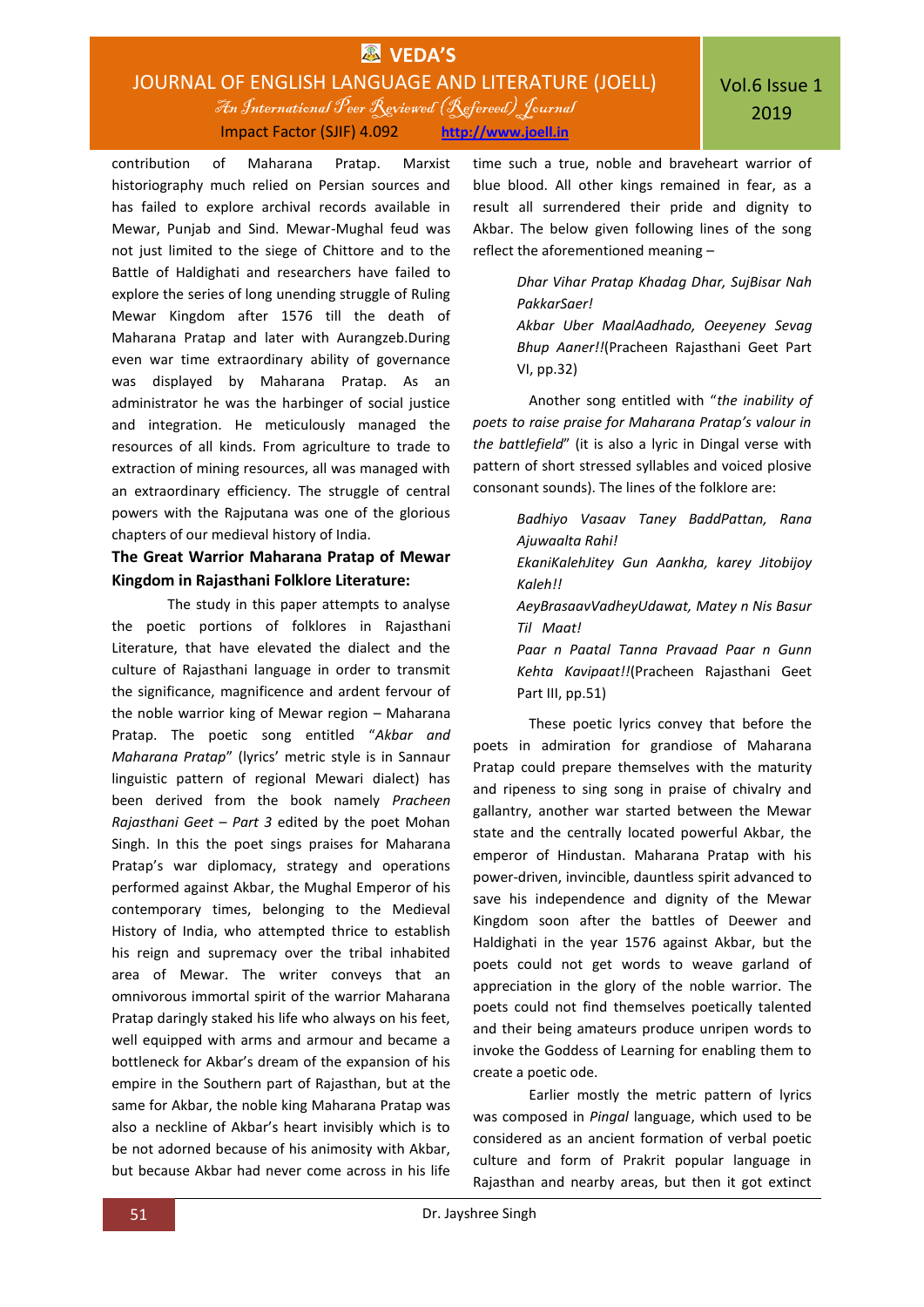contribution of Maharana Pratap. Marxist historiography much relied on Persian sources and has failed to explore archival records available in Mewar, Punjab and Sind. Mewar-Mughal feud was not just limited to the siege of Chittore and to the Battle of Haldighati and researchers have failed to explore the series of long unending struggle of Ruling Mewar Kingdom after 1576 till the death of Maharana Pratap and later with Aurangzeb.During even war time extraordinary ability of governance was displayed by Maharana Pratap. As an administrator he was the harbinger of social justice and integration. He meticulously managed the resources of all kinds. From agriculture to trade to extraction of mining resources, all was managed with an extraordinary efficiency. The struggle of central powers with the Rajputana was one of the glorious chapters of our medieval history of India.

**The Great Warrior Maharana Pratap of Mewar Kingdom in Rajasthani Folklore Literature:**

The study in this paper attempts to analyse the poetic portions of folklores in Rajasthani Literature, that have elevated the dialect and the culture of Rajasthani language in order to transmit the significance, magnificence and ardent fervour of the noble warrior king of Mewar region – Maharana Pratap. The poetic song entitled "*Akbar and Maharana Pratap*" (lyrics' metric style is in Sannaur linguistic pattern of regional Mewari dialect) has been derived from the book namely *Pracheen Rajasthani Geet – Part 3* edited by the poet Mohan Singh. In this the poet sings praises for Maharana Pratap's war diplomacy, strategy and operations performed against Akbar, the Mughal Emperor of his contemporary times, belonging to the Medieval History of India, who attempted thrice to establish his reign and supremacy over the tribal inhabited area of Mewar. The writer conveys that an omnivorous immortal spirit of the warrior Maharana Pratap daringly staked his life who always on his feet, well equipped with arms and armour and became a bottleneck for Akbar's dream of the expansion of his empire in the Southern part of Rajasthan, but at the same for Akbar, the noble king Maharana Pratap was also a neckline of Akbar's heart invisibly which is to be not adorned because of his animosity with Akbar, but because Akbar had never come across in his life time such a true, noble and braveheart warrior of blue blood. All other kings remained in fear, as a result all surrendered their pride and dignity to Akbar. The below given following lines of the song reflect the aforementioned meaning –

> *Dhar Vihar Pratap Khadag Dhar, SujBisar Nah PakkarSaer!*
> *Akbar Uber MaalAadhado, Oeeyeney Sevag Bhup Aaner!!*(Pracheen Rajasthani Geet Part VI, pp.32)

Another song entitled with "*the inability of poets to raise praise for Maharana Pratap's valour in the battlefield*" (it is also a lyric in Dingal verse with pattern of short stressed syllables and voiced plosive consonant sounds). The lines of the folklore are:

> *Badhiyo Vasaav Taney BaddPattan, Rana Ajuwaalta Rahi!*
> *EkaniKalehJitey Gun Aankha, karey Jitobijoy Kaleh!!*
> *AeyBrasaavVadheyUdawat, Matey n Nis Basur Til Maat!*
> *Paar n Paatal Tanna Pravaad Paar n Gunn Kehta Kavipaat!!*(Pracheen Rajasthani Geet Part III, pp.51)

These poetic lyrics convey that before the poets in admiration for grandiose of Maharana Pratap could prepare themselves with the maturity and ripeness to sing song in praise of chivalry and gallantry, another war started between the Mewar state and the centrally located powerful Akbar, the emperor of Hindustan. Maharana Pratap with his power-driven, invincible, dauntless spirit advanced to save his independence and dignity of the Mewar Kingdom soon after the battles of Deewer and Haldighati in the year 1576 against Akbar, but the poets could not get words to weave garland of appreciation in the glory of the noble warrior. The poets could not find themselves poetically talented and their being amateurs produce unripen words to invoke the Goddess of Learning for enabling them to create a poetic ode.

Earlier mostly the metric pattern of lyrics was composed in *Pingal* language, which used to be considered as an ancient formation of verbal poetic culture and form of Prakrit popular language in Rajasthan and nearby areas, but then it got extinct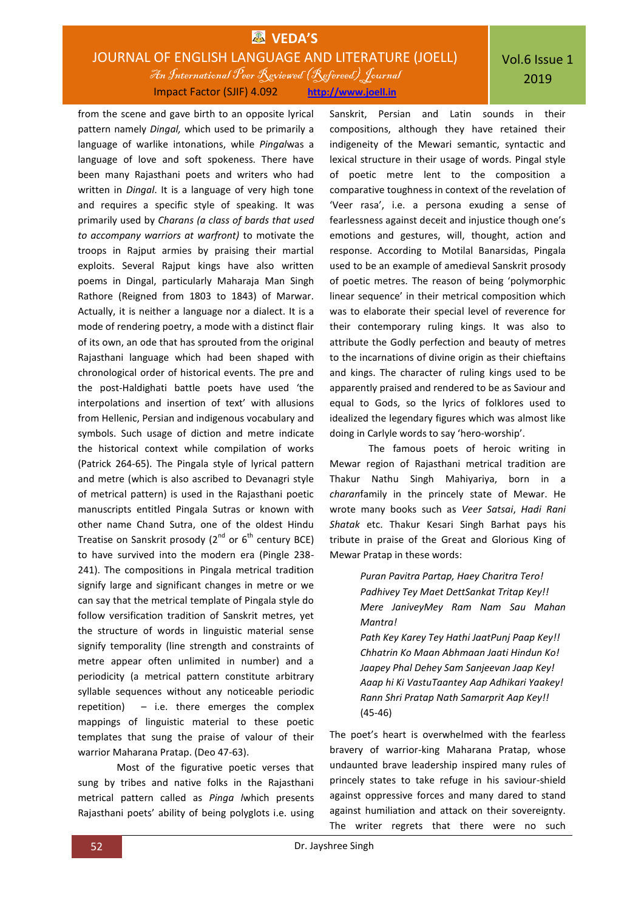from the scene and gave birth to an opposite lyrical pattern namely *Dingal,* which used to be primarily a language of warlike intonations, while *Pingal*was a language of love and soft spokeness. There have been many Rajasthani poets and writers who had written in *Dingal*. It is a language of very high tone and requires a specific style of speaking. It was primarily used by *Charans (a class of bards that used to accompany warriors at warfront)* to motivate the troops in Rajput armies by praising their martial exploits. Several Rajput kings have also written poems in Dingal, particularly Maharaja Man Singh Rathore (Reigned from 1803 to 1843) of Marwar. Actually, it is neither a language nor a dialect. It is a mode of rendering poetry, a mode with a distinct flair of its own, an ode that has sprouted from the original Rajasthani language which had been shaped with chronological order of historical events. The pre and the post-Haldighati battle poets have used 'the interpolations and insertion of text' with allusions from Hellenic, Persian and indigenous vocabulary and symbols. Such usage of diction and metre indicate the historical context while compilation of works (Patrick 264-65). The Pingala style of lyrical pattern and metre (which is also ascribed to Devanagri style of metrical pattern) is used in the Rajasthani poetic manuscripts entitled Pingala Sutras or known with other name Chand Sutra, one of the oldest Hindu Treatise on Sanskrit prosody (2nd or 6th century BCE) to have survived into the modern era (Pingle 238-241). The compositions in Pingala metrical tradition signify large and significant changes in metre or we can say that the metrical template of Pingala style do follow versification tradition of Sanskrit metres, yet the structure of words in linguistic material sense signify temporality (line strength and constraints of metre appear often unlimited in number) and a periodicity (a metrical pattern constitute arbitrary syllable sequences without any noticeable periodic repetition) – i.e. there emerges the complex mappings of linguistic material to these poetic templates that sung the praise of valour of their warrior Maharana Pratap. (Deo 47-63).

Most of the figurative poetic verses that sung by tribes and native folks in the Rajasthani metrical pattern called as *Pinga l*which presents Rajasthani poets' ability of being polyglots i.e. using Sanskrit, Persian and Latin sounds in their compositions, although they have retained their indigeneity of the Mewari semantic, syntactic and lexical structure in their usage of words. Pingal style of poetic metre lent to the composition a comparative toughness in context of the revelation of 'Veer rasa', i.e. a persona exuding a sense of fearlessness against deceit and injustice though one's emotions and gestures, will, thought, action and response. According to Motilal Banarsidas, Pingala used to be an example of amedieval Sanskrit prosody of poetic metres. The reason of being 'polymorphic linear sequence' in their metrical composition which was to elaborate their special level of reverence for their contemporary ruling kings. It was also to attribute the Godly perfection and beauty of metres to the incarnations of divine origin as their chieftains and kings. The character of ruling kings used to be apparently praised and rendered to be as Saviour and equal to Gods, so the lyrics of folklores used to idealized the legendary figures which was almost like doing in Carlyle words to say 'hero-worship'.

The famous poets of heroic writing in Mewar region of Rajasthani metrical tradition are Thakur Nathu Singh Mahiyariya, born in a *charan*family in the princely state of Mewar. He wrote many books such as *Veer Satsai*, *Hadi Rani Shatak* etc. Thakur Kesari Singh Barhat pays his tribute in praise of the Great and Glorious King of Mewar Pratap in these words:

> *Puran Pavitra Partap, Haey Charitra Tero!*
> *Padhivey Tey Maet DettSankat Tritap Key!!*
> *Mere JaniveyMey Ram Nam Sau Mahan Mantra!*
> *Path Key Karey Tey Hathi JaatPunj Paap Key!!*
> *Chhatrin Ko Maan Abhmaan Jaati Hindun Ko!*
> *Jaapey Phal Dehey Sam Sanjeevan Jaap Key!*
> *Aaap hi Ki VastuTaantey Aap Adhikari Yaakey!*
> *Rann Shri Pratap Nath Samarprit Aap Key!!*
> (45-46)

The poet's heart is overwhelmed with the fearless bravery of warrior-king Maharana Pratap, whose undaunted brave leadership inspired many rules of princely states to take refuge in his saviour-shield against oppressive forces and many dared to stand against humiliation and attack on their sovereignty. The writer regrets that there were no such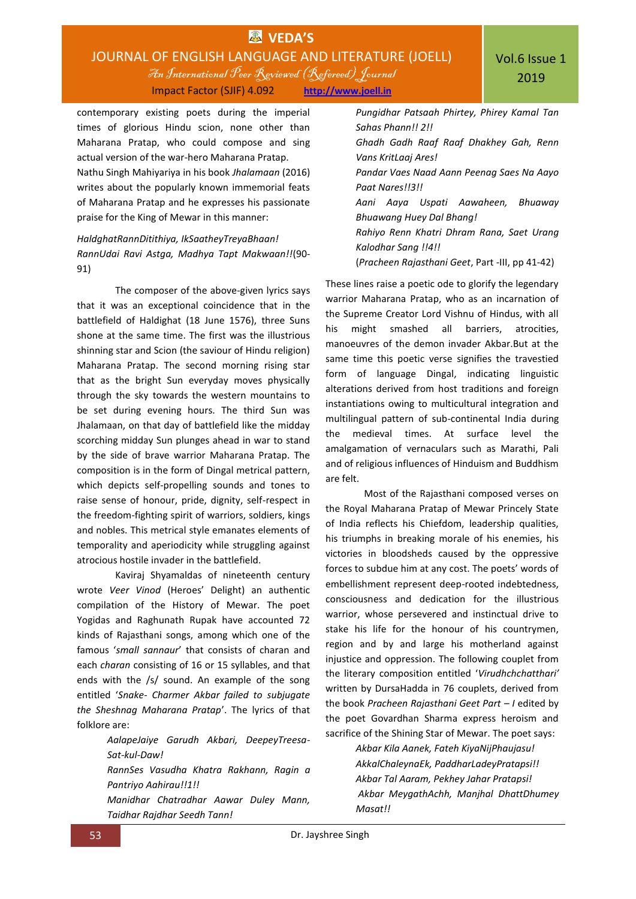contemporary existing poets during the imperial times of glorious Hindu scion, none other than Maharana Pratap, who could compose and sing actual version of the war-hero Maharana Pratap.

Nathu Singh Mahiyariya in his book *Jhalamaan* (2016) writes about the popularly known immemorial feats of Maharana Pratap and he expresses his passionate praise for the King of Mewar in this manner:

*HaldghatRannDitithiya, IkSaatheyTreyaBhaan!*
*RannUdai Ravi Astga, Madhya Tapt Makwaan!!*(90-91)

The composer of the above-given lyrics says that it was an exceptional coincidence that in the battlefield of Haldighat (18 June 1576), three Suns shone at the same time. The first was the illustrious shinning star and Scion (the saviour of Hindu religion) Maharana Pratap. The second morning rising star that as the bright Sun everyday moves physically through the sky towards the western mountains to be set during evening hours. The third Sun was Jhalamaan, on that day of battlefield like the midday scorching midday Sun plunges ahead in war to stand by the side of brave warrior Maharana Pratap. The composition is in the form of Dingal metrical pattern, which depicts self-propelling sounds and tones to raise sense of honour, pride, dignity, self-respect in the freedom-fighting spirit of warriors, soldiers, kings and nobles. This metrical style emanates elements of temporality and aperiodicity while struggling against atrocious hostile invader in the battlefield.

Kaviraj Shyamaldas of nineteenth century wrote *Veer Vinod* (Heroes' Delight) an authentic compilation of the History of Mewar. The poet Yogidas and Raghunath Rupak have accounted 72 kinds of Rajasthani songs, among which one of the famous '*small sannaur*' that consists of charan and each *charan* consisting of 16 or 15 syllables, and that ends with the /s/ sound. An example of the song entitled '*Snake- Charmer Akbar failed to subjugate the Sheshnag Maharana Pratap*'. The lyrics of that folklore are:

*AalapeJaiye Garudh Akbari, DeepeyTreesa-Sat-kul-Daw!*
*RannSes Vasudha Khatra Rakhann, Ragin a Pantriyo Aahirau!!1!!*
*Manidhar Chatradhar Aawar Duley Mann, Taidhar Rajdhar Seedh Tann!*
*Pungidhar Patsaah Phirtey, Phirey Kamal Tan Sahas Phann!! 2!!*
*Ghadh Gadh Raaf Raaf Dhakhey Gah, Renn Vans KritLaaj Ares!*
*Pandar Vaes Naad Aann Peenag Saes Na Aayo Paat Nares!!3!!*
*Aani Aaya Uspati Aawaheen, Bhuaway Bhuawang Huey Dal Bhang!*
*Rahiyo Renn Khatri Dhram Rana, Saet Urang Kalodhar Sang !!4!!*
(*Pracheen Rajasthani Geet*, Part -III, pp 41-42)

These lines raise a poetic ode to glorify the legendary warrior Maharana Pratap, who as an incarnation of the Supreme Creator Lord Vishnu of Hindus, with all his might smashed all barriers, atrocities, manoeuvres of the demon invader Akbar.But at the same time this poetic verse signifies the travestied form of language Dingal, indicating linguistic alterations derived from host traditions and foreign instantiations owing to multicultural integration and multilingual pattern of sub-continental India during the medieval times. At surface level the amalgamation of vernaculars such as Marathi, Pali and of religious influences of Hinduism and Buddhism are felt.

Most of the Rajasthani composed verses on the Royal Maharana Pratap of Mewar Princely State of India reflects his Chiefdom, leadership qualities, his triumphs in breaking morale of his enemies, his victories in bloodsheds caused by the oppressive forces to subdue him at any cost. The poets' words of embellishment represent deep-rooted indebtedness, consciousness and dedication for the illustrious warrior, whose persevered and instinctual drive to stake his life for the honour of his countrymen, region and by and large his motherland against injustice and oppression. The following couplet from the literary composition entitled '*Virudhchchatthari'* written by DursaHadda in 76 couplets, derived from the book *Pracheen Rajasthani Geet Part – I* edited by the poet Govardhan Sharma express heroism and sacrifice of the Shining Star of Mewar. The poet says:

*Akbar Kila Aanek, Fateh KiyaNijPhaujasu!*
*AkkalChaleynaEk, PaddharLadeyPratapsi!!*
*Akbar Tal Aaram, Pekhey Jahar Pratapsi!*
*Akbar MeygathAchh, Manjhal DhattDhumey Masat!!*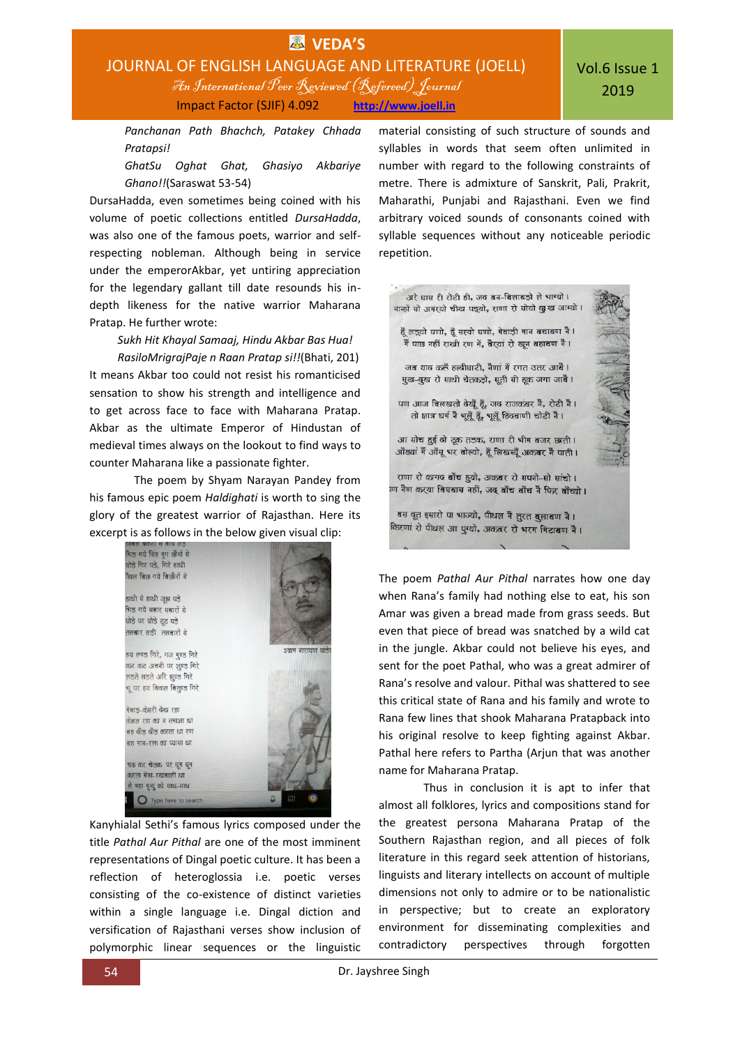*Panchanan Path Bhachch, Patakey Chhada Pratapsi!*

*GhatSu Oghat Ghat, Ghasiyo Akbariye Ghano!!*(Saraswat 53-54)

DursaHadda, even sometimes being coined with his volume of poetic collections entitled *DursaHadda*, was also one of the famous poets, warrior and self-respecting nobleman. Although being in service under the emperorAkbar, yet untiring appreciation for the legendary gallant till date resounds his in-depth likeness for the native warrior Maharana Pratap. He further wrote:

*Sukh Hit Khayal Samaaj, Hindu Akbar Bas Hua!*

*RasiloMrigrajPaje n Raan Pratap si!!*(Bhati, 201)

It means Akbar too could not resist his romanticised sensation to show his strength and intelligence and to get across face to face with Maharana Pratap. Akbar as the ultimate Emperor of Hindustan of medieval times always on the lookout to find ways to counter Maharana like a passionate fighter.

The poem by Shyam Narayan Pandey from his famous epic poem *Haldighati* is worth to sing the glory of the greatest warrior of Rajasthan. Here its excerpt is as follows in the below given visual clip:

Kanyhialal Sethi's famous lyrics composed under the title *Pathal Aur Pithal* are one of the most imminent representations of Dingal poetic culture. It has been a reflection of heteroglossia i.e. poetic verses consisting of the co-existence of distinct varieties within a single language i.e. Dingal diction and versification of Rajasthani verses show inclusion of polymorphic linear sequences or the linguistic material consisting of such structure of sounds and syllables in words that seem often unlimited in number with regard to the following constraints of metre. There is admixture of Sanskrit, Pali, Prakrit, Maharathi, Punjabi and Rajasthani. Even we find arbitrary voiced sounds of consonants coined with syllable sequences without any noticeable periodic repetition.

The poem *Pathal Aur Pithal* narrates how one day when Rana's family had nothing else to eat, his son Amar was given a bread made from grass seeds. But even that piece of bread was snatched by a wild cat in the jungle. Akbar could not believe his eyes, and sent for the poet Pathal, who was a great admirer of Rana's resolve and valour. Pithal was shattered to see this critical state of Rana and his family and wrote to Rana few lines that shook Maharana Pratapback into his original resolve to keep fighting against Akbar. Pathal here refers to Partha (Arjun that was another name for Maharana Pratap.

Thus in conclusion it is apt to infer that almost all folklores, lyrics and compositions stand for the greatest persona Maharana Pratap of the Southern Rajasthan region, and all pieces of folk literature in this regard seek attention of historians, linguists and literary intellects on account of multiple dimensions not only to admire or to be nationalistic in perspective; but to create an exploratory environment for disseminating complexities and contradictory perspectives through forgotten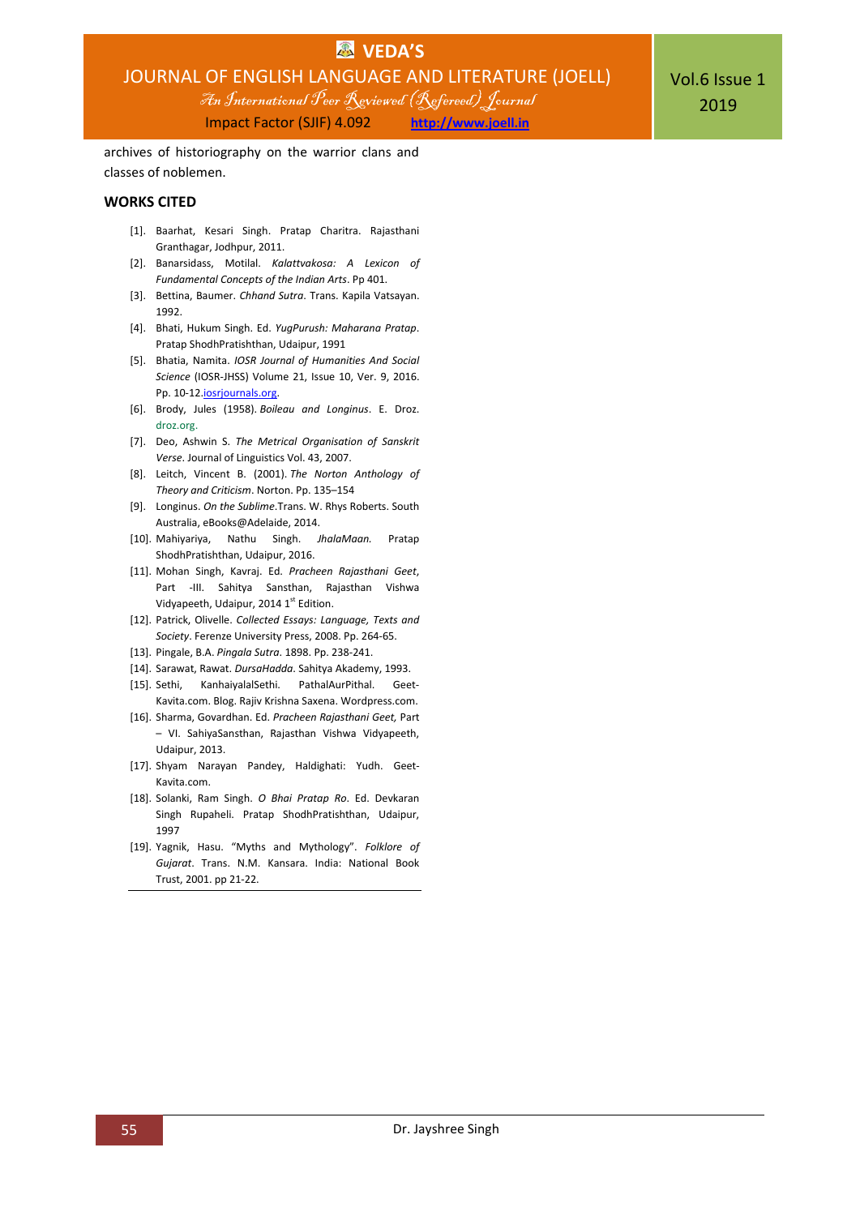archives of historiography on the warrior clans and classes of noblemen.

## WORKS CITED

[1]. Baarhat, Kesari Singh. Pratap Charitra. Rajasthani Granthagar, Jodhpur, 2011.

[2]. Banarsidass, Motilal. *Kalattvakosa: A Lexicon of Fundamental Concepts of the Indian Arts*. Pp 401.

[3]. Bettina, Baumer. *Chhand Sutra*. Trans. Kapila Vatsayan. 1992.

[4]. Bhati, Hukum Singh. Ed. *YugPurush: Maharana Pratap*. Pratap ShodhPratishthan, Udaipur, 1991

[5]. Bhatia, Namita. *IOSR Journal of Humanities And Social Science* (IOSR-JHSS) Volume 21, Issue 10, Ver. 9, 2016. Pp. 10-12.iosrjournals.org.

[6]. Brody, Jules (1958). *Boileau and Longinus*. E. Droz. droz.org.

[7]. Deo, Ashwin S. *The Metrical Organisation of Sanskrit Verse*. Journal of Linguistics Vol. 43, 2007.

[8]. Leitch, Vincent B. (2001). *The Norton Anthology of Theory and Criticism*. Norton. Pp. 135–154

[9]. Longinus. *On the Sublime*.Trans. W. Rhys Roberts. South Australia, eBooks@Adelaide, 2014.

[10]. Mahiyariya, Nathu Singh. *JhalaMaan*. Pratap ShodhPratishthan, Udaipur, 2016.

[11]. Mohan Singh, Kavraj. Ed. *Pracheen Rajasthani Geet*, Part -III. Sahitya Sansthan, Rajasthan Vishwa Vidyapeeth, Udaipur, 2014 1st Edition.

[12]. Patrick, Olivelle. *Collected Essays: Language, Texts and Society*. Ferenze University Press, 2008. Pp. 264-65.

[13]. Pingale, B.A. *Pingala Sutra*. 1898. Pp. 238-241.

[14]. Sarawat, Rawat. *DursaHadda*. Sahitya Akademy, 1993.

[15]. Sethi, KanhaiyalalSethi. PathalAurPithal. Geet-Kavita.com. Blog. Rajiv Krishna Saxena. Wordpress.com.

[16]. Sharma, Govardhan. Ed. *Pracheen Rajasthani Geet,* Part – VI. SahiyaSansthan, Rajasthan Vishwa Vidyapeeth, Udaipur, 2013.

[17]. Shyam Narayan Pandey, Haldighati: Yudh. Geet-Kavita.com.

[18]. Solanki, Ram Singh. *O Bhai Pratap Ro*. Ed. Devkaran Singh Rupaheli. Pratap ShodhPratishthan, Udaipur, 1997

[19]. Yagnik, Hasu. "Myths and Mythology". *Folklore of Gujarat*. Trans. N.M. Kansara. India: National Book Trust, 2001. pp 21-22.